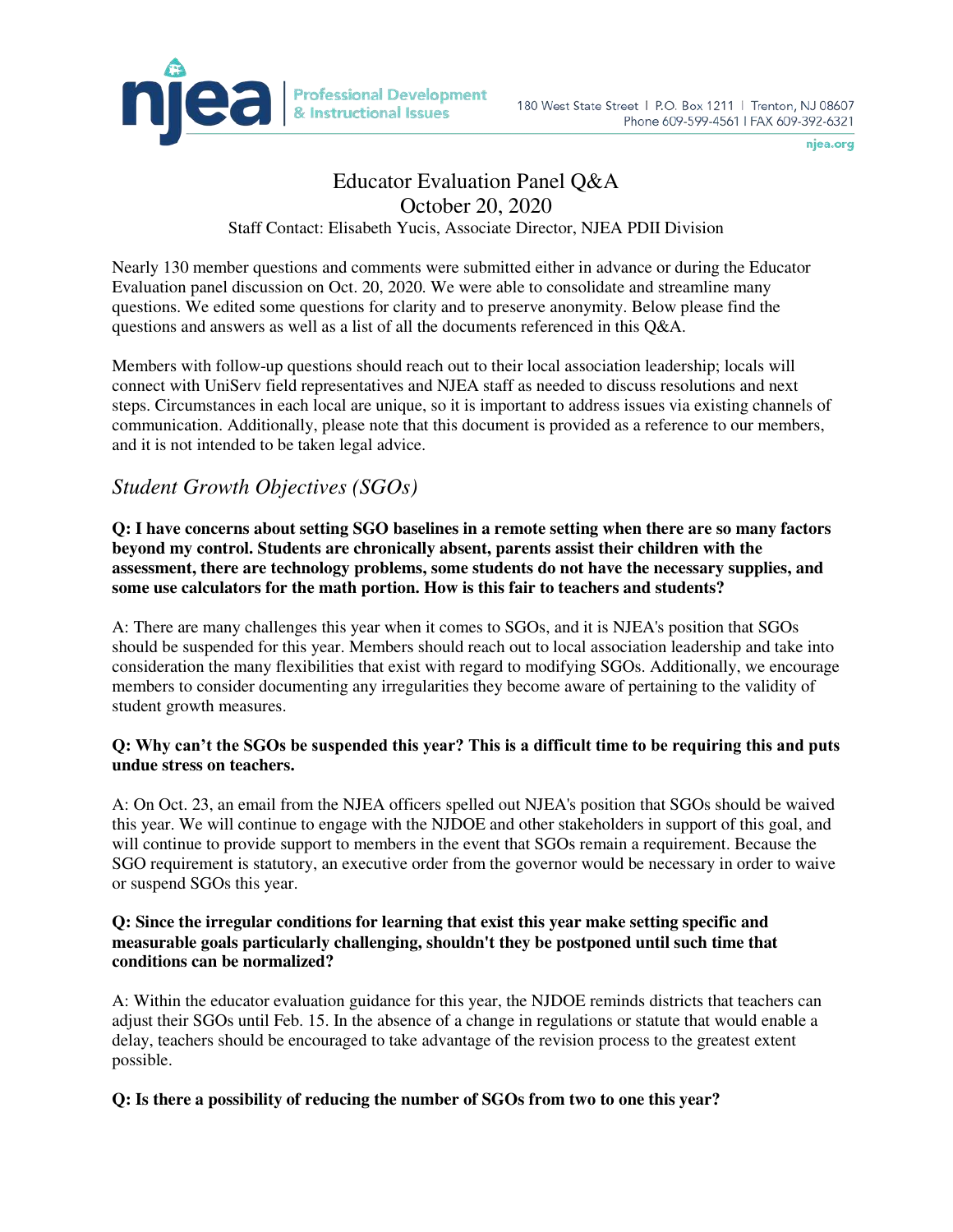# Educator Evaluation Panel Q&A

October 20, 2020

Staff Contact: Elisabeth Yucis, Associate Director, NJEA PDII Division

Nearly 130 member questions and comments were submitted either in advance or during the Educator Evaluation panel discussion on Oct. 20, 2020. We were able to consolidate and streamline many questions. We edited some questions for clarity and to preserve anonymity. Below please find the questions and answers as well as a list of all the documents referenced in this Q&A.

Members with follow-up questions should reach out to their local association leadership; locals will connect with UniServ field representatives and NJEA staff as needed to discuss resolutions and next steps. Circumstances in each local are unique, so it is important to address issues via existing channels of communication. Additionally, please note that this document is provided as a reference to our members, and it is not intended to be taken legal advice.

## *Student Growth Objectives (SGOs)*

**Q: I have concerns about setting SGO baselines in a remote setting when there are so many factors beyond my control. Students are chronically absent, parents assist their children with the assessment, there are technology problems, some students do not have the necessary supplies, and some use calculators for the math portion. How is this fair to teachers and students?**

A: There are many challenges this year when it comes to SGOs, and it is NJEA's position that SGOs should be suspended for this year. Members should reach out to local association leadership and take into consideration the many flexibilities that exist with regard to modifying SGOs. Additionally, we encourage members to consider documenting any irregularities they become aware of pertaining to the validity of student growth measures.

**Q: Why can't the SGOs be suspended this year? This is a difficult time to be requiring this and puts undue stress on teachers.**

A: On Oct. 23, an email from the NJEA officers spelled out NJEA's position that SGOs should be waived this year. We will continue to engage with the NJDOE and other stakeholders in support of this goal, and will continue to provide support to members in the event that SGOs remain a requirement. Because the SGO requirement is statutory, an executive order from the governor would be necessary in order to waive or suspend SGOs this year.

**Q: Since the irregular conditions for learning that exist this year make setting specific and measurable goals particularly challenging, shouldn't they be postponed until such time that conditions can be normalized?**

A: Within the educator evaluation guidance for this year, the NJDOE reminds districts that teachers can adjust their SGOs until Feb. 15. In the absence of a change in regulations or statute that would enable a delay, teachers should be encouraged to take advantage of the revision process to the greatest extent possible.

**Q: Is there a possibility of reducing the number of SGOs from two to one this year?**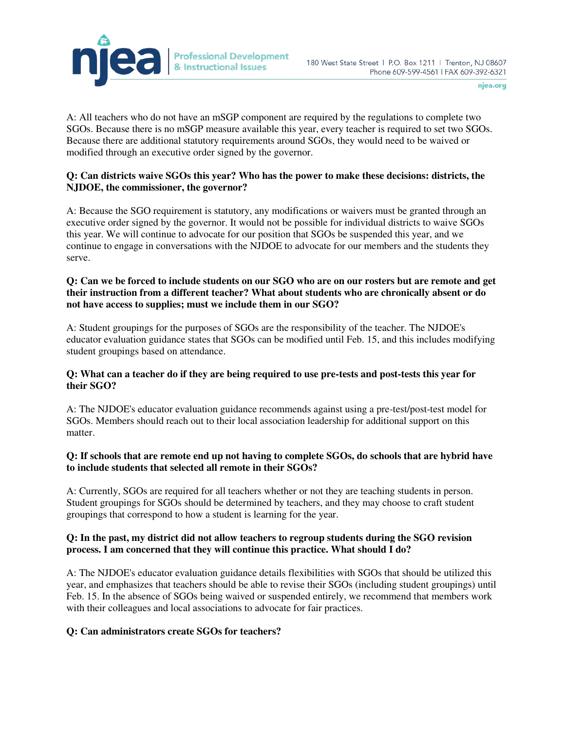A: All teachers who do not have an mSGP component are required by the regulations to complete two SGOs. Because there is no mSGP measure available this year, every teacher is required to set two SGOs. Because there are additional statutory requirements around SGOs, they would need to be waived or modified through an executive order signed by the governor.

**Q: Can districts waive SGOs this year? Who has the power to make these decisions: districts, the NJDOE, the commissioner, the governor?**

A: Because the SGO requirement is statutory, any modifications or waivers must be granted through an executive order signed by the governor. It would not be possible for individual districts to waive SGOs this year. We will continue to advocate for our position that SGOs be suspended this year, and we continue to engage in conversations with the NJDOE to advocate for our members and the students they serve.

**Q: Can we be forced to include students on our SGO who are on our rosters but are remote and get their instruction from a different teacher? What about students who are chronically absent or do not have access to supplies; must we include them in our SGO?**

A: Student groupings for the purposes of SGOs are the responsibility of the teacher. The NJDOE's educator evaluation guidance states that SGOs can be modified until Feb. 15, and this includes modifying student groupings based on attendance.

**Q: What can a teacher do if they are being required to use pre-tests and post-tests this year for their SGO?**

A: The NJDOE's educator evaluation guidance recommends against using a pre-test/post-test model for SGOs. Members should reach out to their local association leadership for additional support on this matter.

**Q: If schools that are remote end up not having to complete SGOs, do schools that are hybrid have to include students that selected all remote in their SGOs?**

A: Currently, SGOs are required for all teachers whether or not they are teaching students in person. Student groupings for SGOs should be determined by teachers, and they may choose to craft student groupings that correspond to how a student is learning for the year.

**Q: In the past, my district did not allow teachers to regroup students during the SGO revision process. I am concerned that they will continue this practice. What should I do?**

A: The NJDOE's educator evaluation guidance details flexibilities with SGOs that should be utilized this year, and emphasizes that teachers should be able to revise their SGOs (including student groupings) until Feb. 15. In the absence of SGOs being waived or suspended entirely, we recommend that members work with their colleagues and local associations to advocate for fair practices.

**Q: Can administrators create SGOs for teachers?**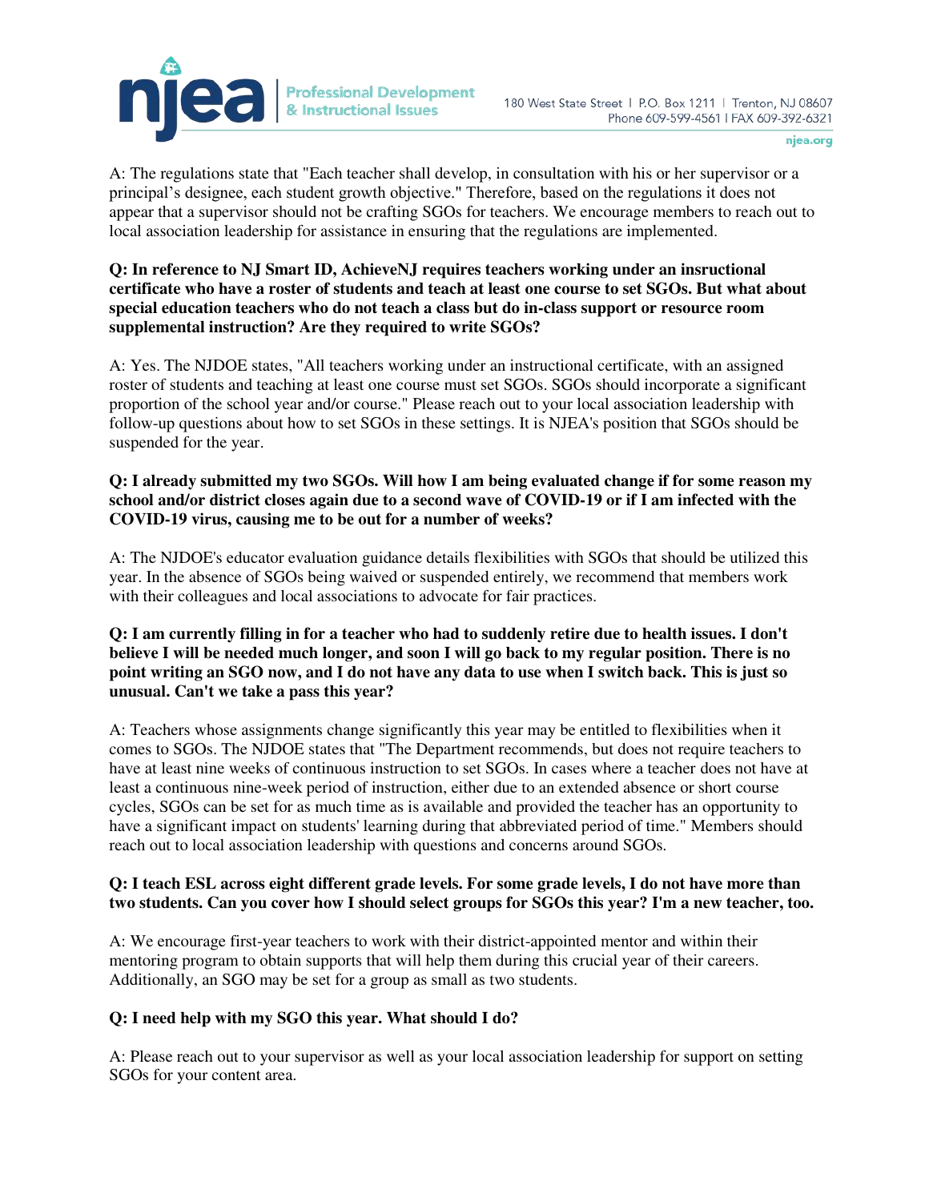A: The regulations state that "Each teacher shall develop, in consultation with his or her supervisor or a principal's designee, each student growth objective." Therefore, based on the regulations it does not appear that a supervisor should not be crafting SGOs for teachers. We encourage members to reach out to local association leadership for assistance in ensuring that the regulations are implemented.

**Q: In reference to NJ Smart ID, AchieveNJ requires teachers working under an insructional certificate who have a roster of students and teach at least one course to set SGOs. But what about special education teachers who do not teach a class but do in-class support or resource room supplemental instruction? Are they required to write SGOs?**

A: Yes. The NJDOE states, "All teachers working under an instructional certificate, with an assigned roster of students and teaching at least one course must set SGOs. SGOs should incorporate a significant proportion of the school year and/or course." Please reach out to your local association leadership with follow-up questions about how to set SGOs in these settings. It is NJEA's position that SGOs should be suspended for the year.

**Q: I already submitted my two SGOs. Will how I am being evaluated change if for some reason my school and/or district closes again due to a second wave of COVID-19 or if I am infected with the COVID-19 virus, causing me to be out for a number of weeks?**

A: The NJDOE's educator evaluation guidance details flexibilities with SGOs that should be utilized this year. In the absence of SGOs being waived or suspended entirely, we recommend that members work with their colleagues and local associations to advocate for fair practices.

**Q: I am currently filling in for a teacher who had to suddenly retire due to health issues. I don't believe I will be needed much longer, and soon I will go back to my regular position. There is no point writing an SGO now, and I do not have any data to use when I switch back. This is just so unusual. Can't we take a pass this year?**

A: Teachers whose assignments change significantly this year may be entitled to flexibilities when it comes to SGOs. The NJDOE states that "The Department recommends, but does not require teachers to have at least nine weeks of continuous instruction to set SGOs. In cases where a teacher does not have at least a continuous nine-week period of instruction, either due to an extended absence or short course cycles, SGOs can be set for as much time as is available and provided the teacher has an opportunity to have a significant impact on students' learning during that abbreviated period of time." Members should reach out to local association leadership with questions and concerns around SGOs.

**Q: I teach ESL across eight different grade levels. For some grade levels, I do not have more than two students. Can you cover how I should select groups for SGOs this year? I'm a new teacher, too.**

A: We encourage first-year teachers to work with their district-appointed mentor and within their mentoring program to obtain supports that will help them during this crucial year of their careers. Additionally, an SGO may be set for a group as small as two students.

**Q: I need help with my SGO this year. What should I do?**

A: Please reach out to your supervisor as well as your local association leadership for support on setting SGOs for your content area.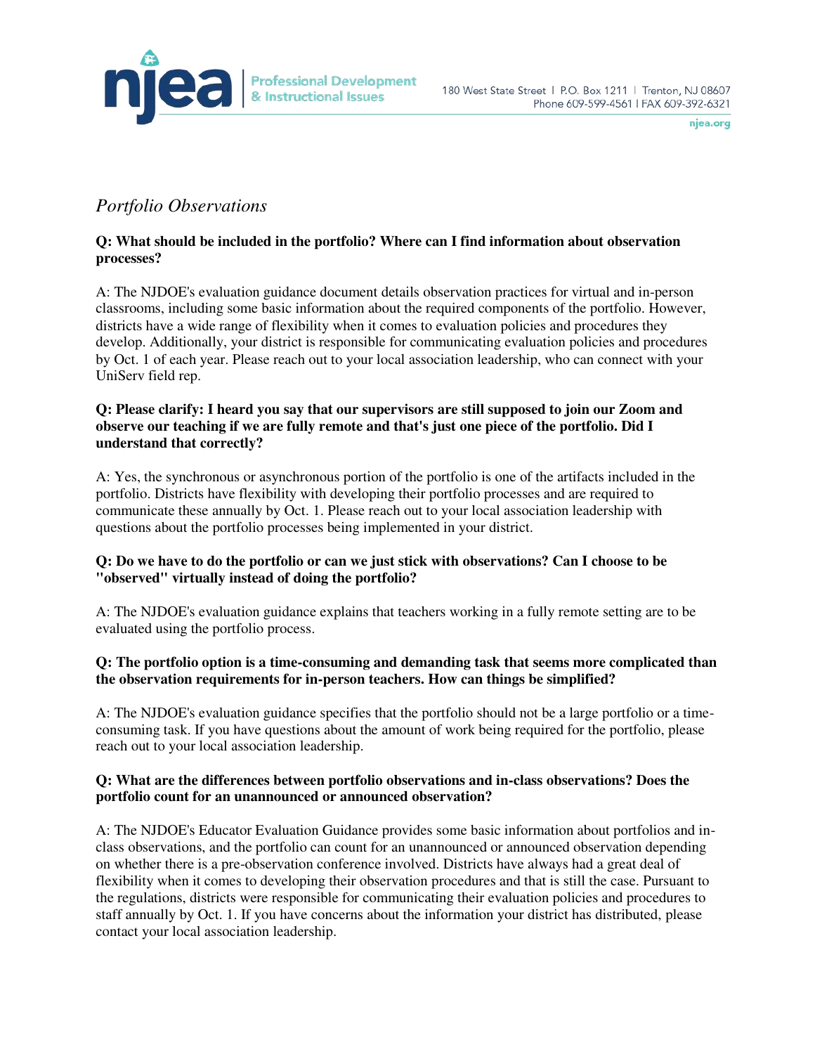## *Portfolio Observations*

**Q: What should be included in the portfolio? Where can I find information about observation processes?**

A: The NJDOE's evaluation guidance document details observation practices for virtual and in-person classrooms, including some basic information about the required components of the portfolio. However, districts have a wide range of flexibility when it comes to evaluation policies and procedures they develop. Additionally, your district is responsible for communicating evaluation policies and procedures by Oct. 1 of each year. Please reach out to your local association leadership, who can connect with your UniServ field rep.

**Q: Please clarify: I heard you say that our supervisors are still supposed to join our Zoom and observe our teaching if we are fully remote and that's just one piece of the portfolio. Did I understand that correctly?**

A: Yes, the synchronous or asynchronous portion of the portfolio is one of the artifacts included in the portfolio. Districts have flexibility with developing their portfolio processes and are required to communicate these annually by Oct. 1. Please reach out to your local association leadership with questions about the portfolio processes being implemented in your district.

**Q: Do we have to do the portfolio or can we just stick with observations? Can I choose to be "observed" virtually instead of doing the portfolio?**

A: The NJDOE's evaluation guidance explains that teachers working in a fully remote setting are to be evaluated using the portfolio process.

**Q: The portfolio option is a time-consuming and demanding task that seems more complicated than the observation requirements for in-person teachers. How can things be simplified?**

A: The NJDOE's evaluation guidance specifies that the portfolio should not be a large portfolio or a time-consuming task. If you have questions about the amount of work being required for the portfolio, please reach out to your local association leadership.

**Q: What are the differences between portfolio observations and in-class observations? Does the portfolio count for an unannounced or announced observation?**

A: The NJDOE's Educator Evaluation Guidance provides some basic information about portfolios and in-class observations, and the portfolio can count for an unannounced or announced observation depending on whether there is a pre-observation conference involved. Districts have always had a great deal of flexibility when it comes to developing their observation procedures and that is still the case. Pursuant to the regulations, districts were responsible for communicating their evaluation policies and procedures to staff annually by Oct. 1. If you have concerns about the information your district has distributed, please contact your local association leadership.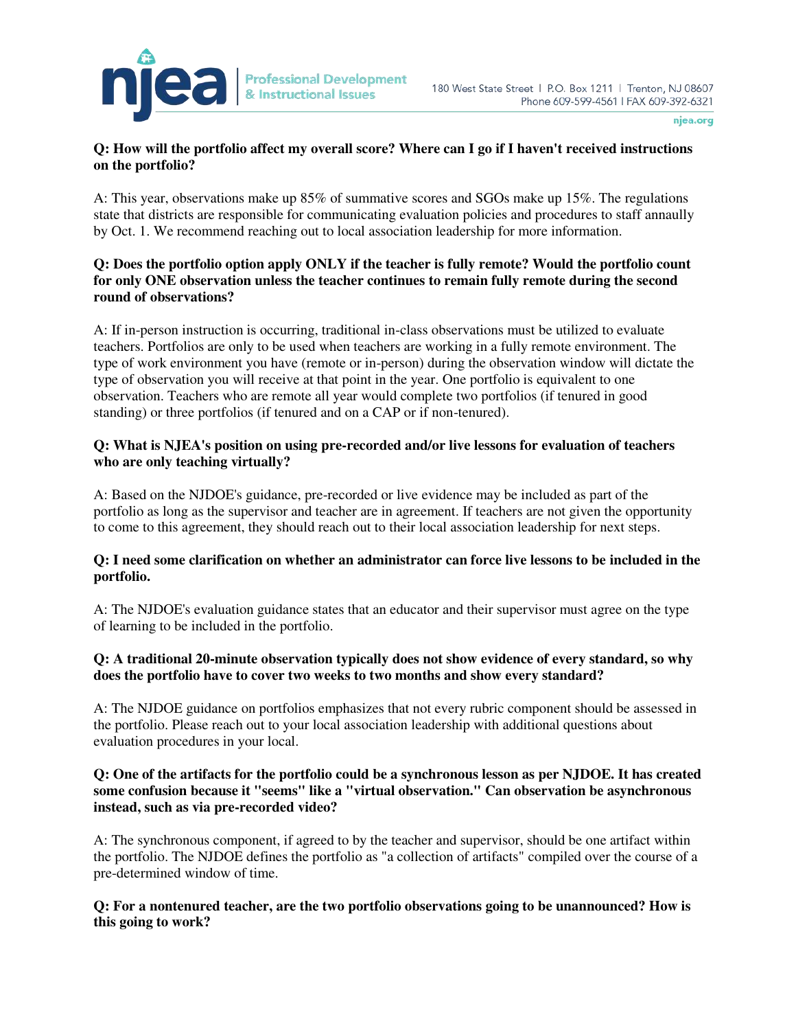**Q: How will the portfolio affect my overall score? Where can I go if I haven't received instructions on the portfolio?**

A: This year, observations make up 85% of summative scores and SGOs make up 15%. The regulations state that districts are responsible for communicating evaluation policies and procedures to staff annually by Oct. 1. We recommend reaching out to local association leadership for more information.

**Q: Does the portfolio option apply ONLY if the teacher is fully remote? Would the portfolio count for only ONE observation unless the teacher continues to remain fully remote during the second round of observations?**

A: If in-person instruction is occurring, traditional in-class observations must be utilized to evaluate teachers. Portfolios are only to be used when teachers are working in a fully remote environment. The type of work environment you have (remote or in-person) during the observation window will dictate the type of observation you will receive at that point in the year. One portfolio is equivalent to one observation. Teachers who are remote all year would complete two portfolios (if tenured in good standing) or three portfolios (if tenured and on a CAP or if non-tenured).

**Q: What is NJEA's position on using pre-recorded and/or live lessons for evaluation of teachers who are only teaching virtually?**

A: Based on the NJDOE's guidance, pre-recorded or live evidence may be included as part of the portfolio as long as the supervisor and teacher are in agreement. If teachers are not given the opportunity to come to this agreement, they should reach out to their local association leadership for next steps.

**Q: I need some clarification on whether an administrator can force live lessons to be included in the portfolio.**

A: The NJDOE's evaluation guidance states that an educator and their supervisor must agree on the type of learning to be included in the portfolio.

**Q: A traditional 20-minute observation typically does not show evidence of every standard, so why does the portfolio have to cover two weeks to two months and show every standard?**

A: The NJDOE guidance on portfolios emphasizes that not every rubric component should be assessed in the portfolio. Please reach out to your local association leadership with additional questions about evaluation procedures in your local.

**Q: One of the artifacts for the portfolio could be a synchronous lesson as per NJDOE. It has created some confusion because it "seems" like a "virtual observation." Can observation be asynchronous instead, such as via pre-recorded video?**

A: The synchronous component, if agreed to by the teacher and supervisor, should be one artifact within the portfolio. The NJDOE defines the portfolio as "a collection of artifacts" compiled over the course of a pre-determined window of time.

**Q: For a nontenured teacher, are the two portfolio observations going to be unannounced? How is this going to work?**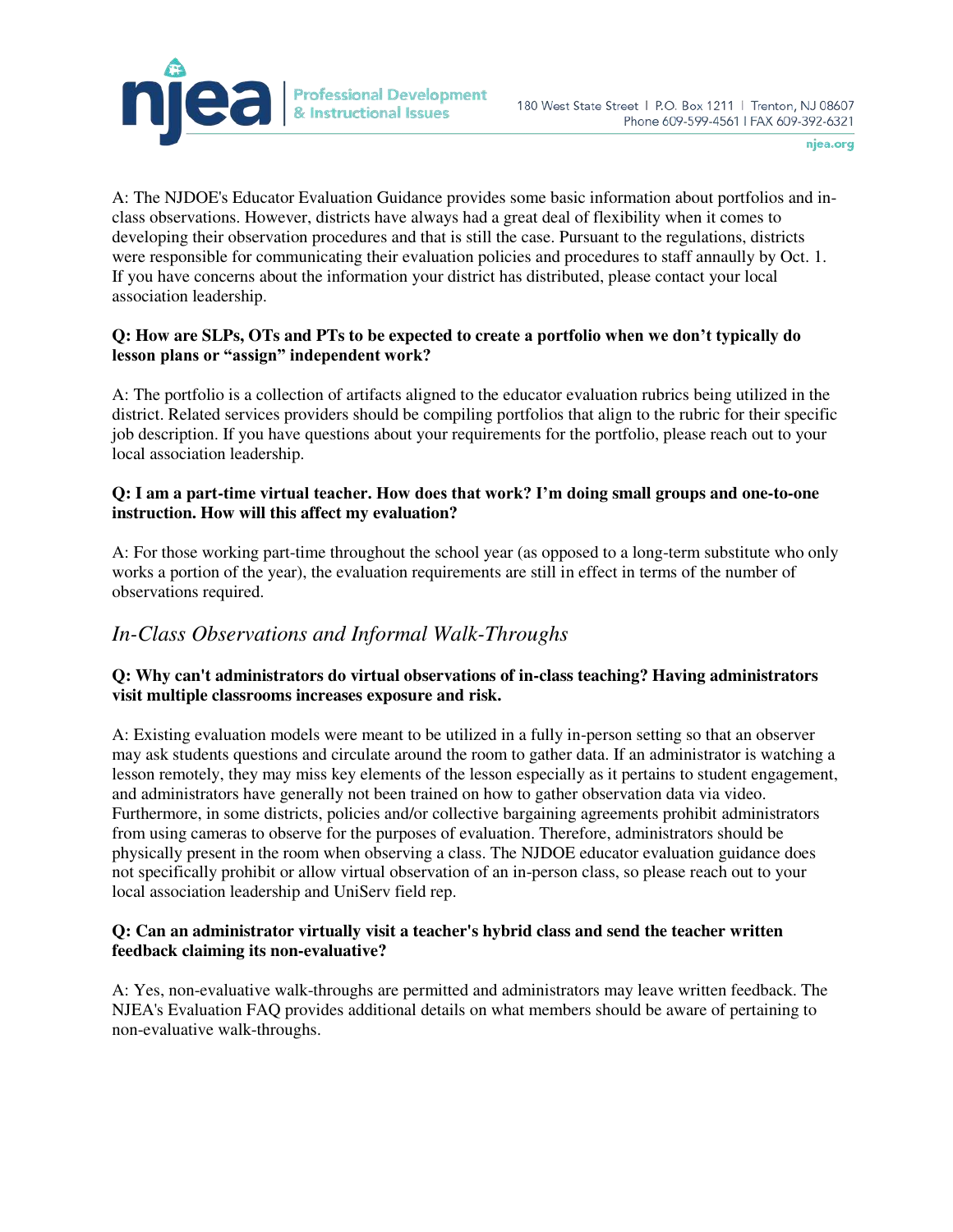A: The NJDOE's Educator Evaluation Guidance provides some basic information about portfolios and in-class observations. However, districts have always had a great deal of flexibility when it comes to developing their observation procedures and that is still the case. Pursuant to the regulations, districts were responsible for communicating their evaluation policies and procedures to staff annually by Oct. 1. If you have concerns about the information your district has distributed, please contact your local association leadership.

**Q: How are SLPs, OTs and PTs to be expected to create a portfolio when we don't typically do lesson plans or "assign" independent work?**

A: The portfolio is a collection of artifacts aligned to the educator evaluation rubrics being utilized in the district. Related services providers should be compiling portfolios that align to the rubric for their specific job description. If you have questions about your requirements for the portfolio, please reach out to your local association leadership.

**Q: I am a part-time virtual teacher. How does that work? I'm doing small groups and one-to-one instruction. How will this affect my evaluation?**

A: For those working part-time throughout the school year (as opposed to a long-term substitute who only works a portion of the year), the evaluation requirements are still in effect in terms of the number of observations required.

## *In-Class Observations and Informal Walk-Throughs*

**Q: Why can't administrators do virtual observations of in-class teaching? Having administrators visit multiple classrooms increases exposure and risk.**

A: Existing evaluation models were meant to be utilized in a fully in-person setting so that an observer may ask students questions and circulate around the room to gather data. If an administrator is watching a lesson remotely, they may miss key elements of the lesson especially as it pertains to student engagement, and administrators have generally not been trained on how to gather observation data via video. Furthermore, in some districts, policies and/or collective bargaining agreements prohibit administrators from using cameras to observe for the purposes of evaluation. Therefore, administrators should be physically present in the room when observing a class. The NJDOE educator evaluation guidance does not specifically prohibit or allow virtual observation of an in-person class, so please reach out to your local association leadership and UniServ field rep.

**Q: Can an administrator virtually visit a teacher's hybrid class and send the teacher written feedback claiming its non-evaluative?**

A: Yes, non-evaluative walk-throughs are permitted and administrators may leave written feedback. The NJEA's Evaluation FAQ provides additional details on what members should be aware of pertaining to non-evaluative walk-throughs.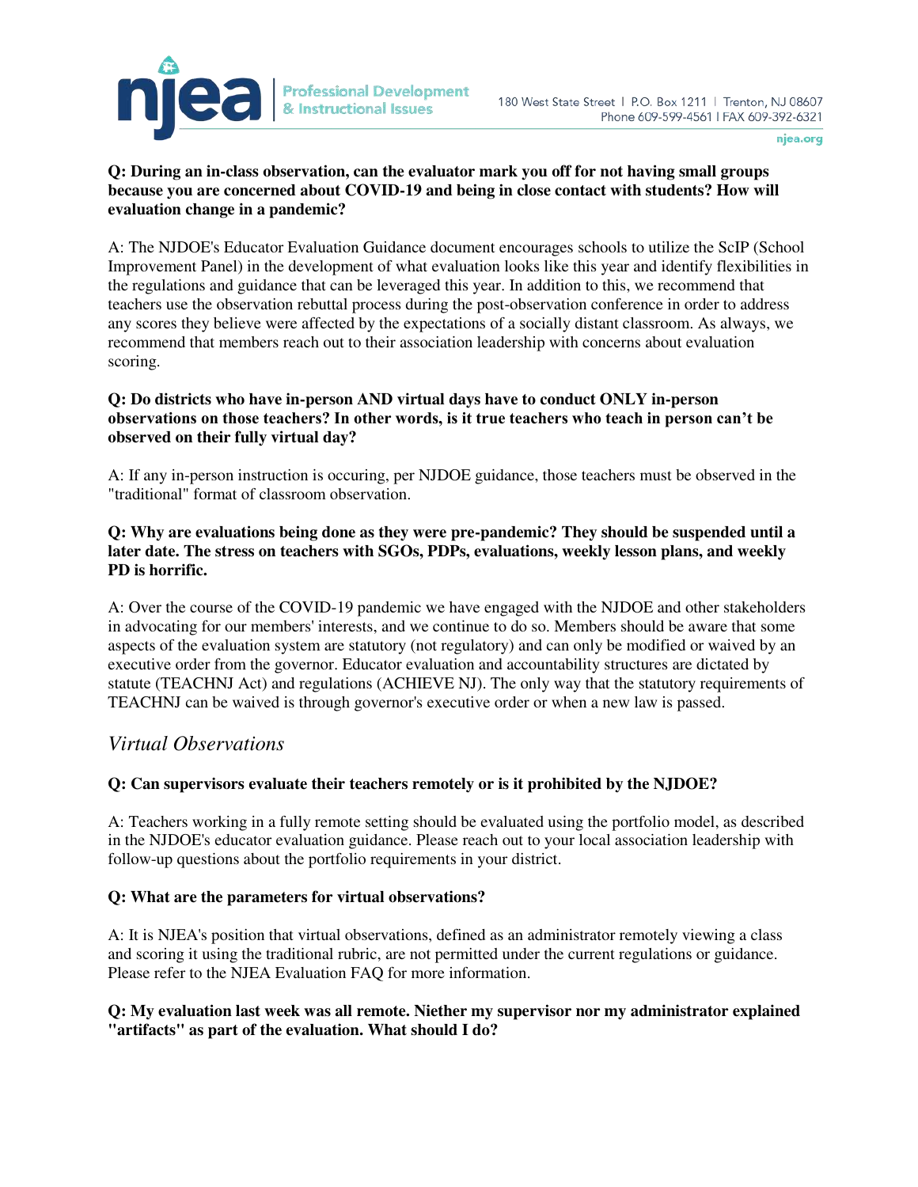**Q: During an in-class observation, can the evaluator mark you off for not having small groups because you are concerned about COVID-19 and being in close contact with students? How will evaluation change in a pandemic?**

A: The NJDOE's Educator Evaluation Guidance document encourages schools to utilize the ScIP (School Improvement Panel) in the development of what evaluation looks like this year and identify flexibilities in the regulations and guidance that can be leveraged this year. In addition to this, we recommend that teachers use the observation rebuttal process during the post-observation conference in order to address any scores they believe were affected by the expectations of a socially distant classroom. As always, we recommend that members reach out to their association leadership with concerns about evaluation scoring.

**Q: Do districts who have in-person AND virtual days have to conduct ONLY in-person observations on those teachers? In other words, is it true teachers who teach in person can't be observed on their fully virtual day?**

A: If any in-person instruction is occuring, per NJDOE guidance, those teachers must be observed in the "traditional" format of classroom observation.

**Q: Why are evaluations being done as they were pre-pandemic? They should be suspended until a later date. The stress on teachers with SGOs, PDPs, evaluations, weekly lesson plans, and weekly PD is horrific.**

A: Over the course of the COVID-19 pandemic we have engaged with the NJDOE and other stakeholders in advocating for our members' interests, and we continue to do so. Members should be aware that some aspects of the evaluation system are statutory (not regulatory) and can only be modified or waived by an executive order from the governor. Educator evaluation and accountability structures are dictated by statute (TEACHNJ Act) and regulations (ACHIEVE NJ). The only way that the statutory requirements of TEACHNJ can be waived is through governor's executive order or when a new law is passed.

## *Virtual Observations*

**Q: Can supervisors evaluate their teachers remotely or is it prohibited by the NJDOE?**

A: Teachers working in a fully remote setting should be evaluated using the portfolio model, as described in the NJDOE's educator evaluation guidance. Please reach out to your local association leadership with follow-up questions about the portfolio requirements in your district.

**Q: What are the parameters for virtual observations?**

A: It is NJEA's position that virtual observations, defined as an administrator remotely viewing a class and scoring it using the traditional rubric, are not permitted under the current regulations or guidance. Please refer to the NJEA Evaluation FAQ for more information.

**Q: My evaluation last week was all remote. Niether my supervisor nor my administrator explained "artifacts" as part of the evaluation. What should I do?**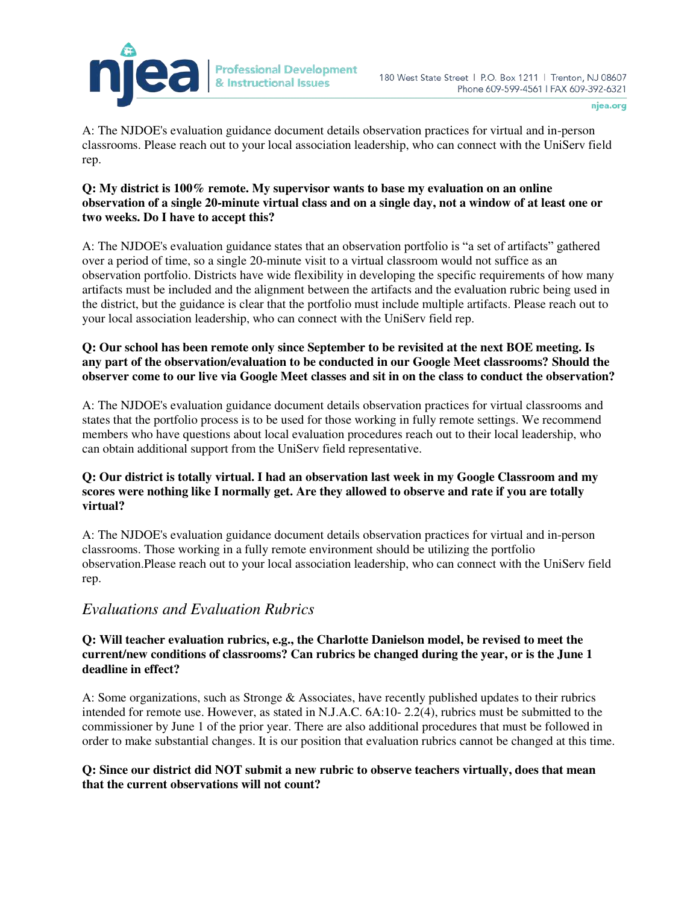A: The NJDOE's evaluation guidance document details observation practices for virtual and in-person classrooms. Please reach out to your local association leadership, who can connect with the UniServ field rep.

**Q: My district is 100% remote. My supervisor wants to base my evaluation on an online observation of a single 20-minute virtual class and on a single day, not a window of at least one or two weeks. Do I have to accept this?**

A: The NJDOE's evaluation guidance states that an observation portfolio is "a set of artifacts" gathered over a period of time, so a single 20-minute visit to a virtual classroom would not suffice as an observation portfolio. Districts have wide flexibility in developing the specific requirements of how many artifacts must be included and the alignment between the artifacts and the evaluation rubric being used in the district, but the guidance is clear that the portfolio must include multiple artifacts. Please reach out to your local association leadership, who can connect with the UniServ field rep.

**Q: Our school has been remote only since September to be revisited at the next BOE meeting. Is any part of the observation/evaluation to be conducted in our Google Meet classrooms? Should the observer come to our live via Google Meet classes and sit in on the class to conduct the observation?**

A: The NJDOE's evaluation guidance document details observation practices for virtual classrooms and states that the portfolio process is to be used for those working in fully remote settings. We recommend members who have questions about local evaluation procedures reach out to their local leadership, who can obtain additional support from the UniServ field representative.

**Q: Our district is totally virtual. I had an observation last week in my Google Classroom and my scores were nothing like I normally get. Are they allowed to observe and rate if you are totally virtual?**

A: The NJDOE's evaluation guidance document details observation practices for virtual and in-person classrooms. Those working in a fully remote environment should be utilizing the portfolio observation.Please reach out to your local association leadership, who can connect with the UniServ field rep.

## *Evaluations and Evaluation Rubrics*

**Q: Will teacher evaluation rubrics, e.g., the Charlotte Danielson model, be revised to meet the current/new conditions of classrooms? Can rubrics be changed during the year, or is the June 1 deadline in effect?**

A: Some organizations, such as Stronge & Associates, have recently published updates to their rubrics intended for remote use. However, as stated in N.J.A.C. 6A:10- 2.2(4), rubrics must be submitted to the commissioner by June 1 of the prior year. There are also additional procedures that must be followed in order to make substantial changes. It is our position that evaluation rubrics cannot be changed at this time.

**Q: Since our district did NOT submit a new rubric to observe teachers virtually, does that mean that the current observations will not count?**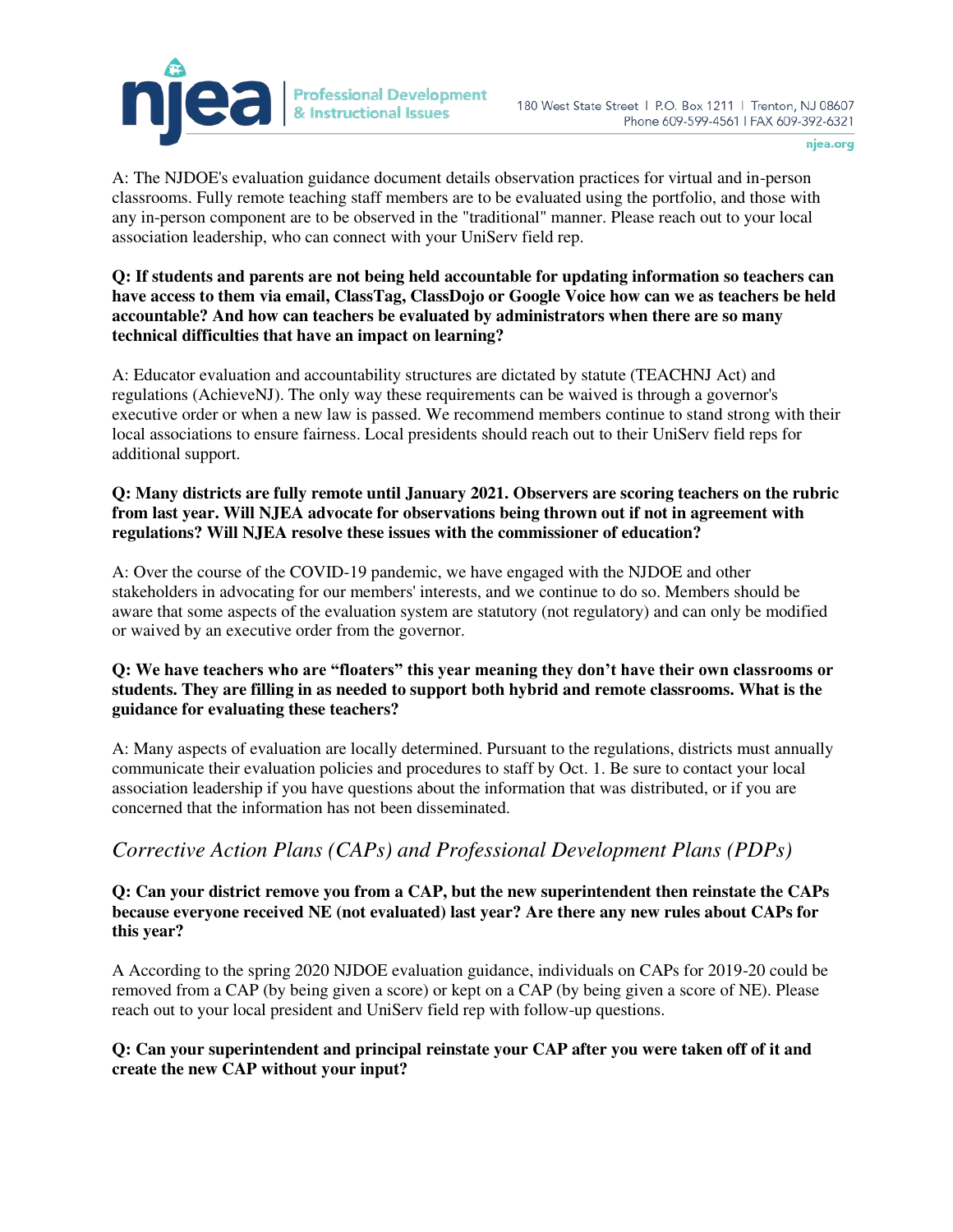A: The NJDOE's evaluation guidance document details observation practices for virtual and in-person classrooms. Fully remote teaching staff members are to be evaluated using the portfolio, and those with any in-person component are to be observed in the "traditional" manner. Please reach out to your local association leadership, who can connect with your UniServ field rep.

**Q: If students and parents are not being held accountable for updating information so teachers can have access to them via email, ClassTag, ClassDojo or Google Voice how can we as teachers be held accountable? And how can teachers be evaluated by administrators when there are so many technical difficulties that have an impact on learning?**

A: Educator evaluation and accountability structures are dictated by statute (TEACHNJ Act) and regulations (AchieveNJ). The only way these requirements can be waived is through a governor's executive order or when a new law is passed. We recommend members continue to stand strong with their local associations to ensure fairness. Local presidents should reach out to their UniServ field reps for additional support.

**Q: Many districts are fully remote until January 2021. Observers are scoring teachers on the rubric from last year. Will NJEA advocate for observations being thrown out if not in agreement with regulations? Will NJEA resolve these issues with the commissioner of education?**

A: Over the course of the COVID-19 pandemic, we have engaged with the NJDOE and other stakeholders in advocating for our members' interests, and we continue to do so. Members should be aware that some aspects of the evaluation system are statutory (not regulatory) and can only be modified or waived by an executive order from the governor.

**Q: We have teachers who are "floaters" this year meaning they don't have their own classrooms or students. They are filling in as needed to support both hybrid and remote classrooms. What is the guidance for evaluating these teachers?**

A: Many aspects of evaluation are locally determined. Pursuant to the regulations, districts must annually communicate their evaluation policies and procedures to staff by Oct. 1. Be sure to contact your local association leadership if you have questions about the information that was distributed, or if you are concerned that the information has not been disseminated.

## *Corrective Action Plans (CAPs) and Professional Development Plans (PDPs)*

**Q: Can your district remove you from a CAP, but the new superintendent then reinstate the CAPs because everyone received NE (not evaluated) last year? Are there any new rules about CAPs for this year?**

A According to the spring 2020 NJDOE evaluation guidance, individuals on CAPs for 2019-20 could be removed from a CAP (by being given a score) or kept on a CAP (by being given a score of NE). Please reach out to your local president and UniServ field rep with follow-up questions.

**Q: Can your superintendent and principal reinstate your CAP after you were taken off of it and create the new CAP without your input?**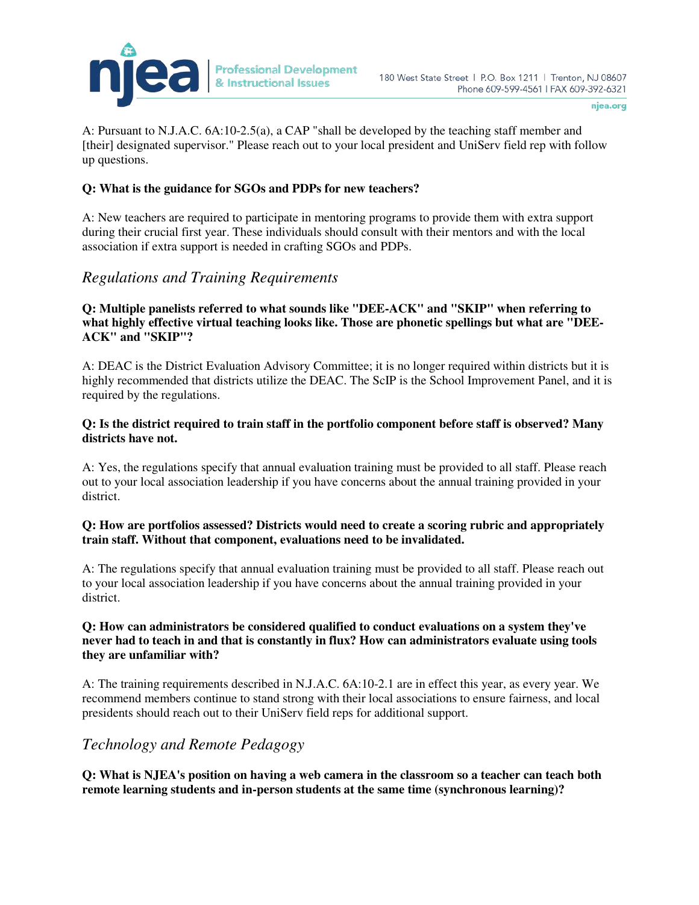A: Pursuant to N.J.A.C. 6A:10-2.5(a), a CAP "shall be developed by the teaching staff member and [their] designated supervisor." Please reach out to your local president and UniServ field rep with follow up questions.

**Q: What is the guidance for SGOs and PDPs for new teachers?**

A: New teachers are required to participate in mentoring programs to provide them with extra support during their crucial first year. These individuals should consult with their mentors and with the local association if extra support is needed in crafting SGOs and PDPs.

## *Regulations and Training Requirements*

**Q: Multiple panelists referred to what sounds like "DEE-ACK" and "SKIP" when referring to what highly effective virtual teaching looks like. Those are phonetic spellings but what are "DEE-ACK" and "SKIP"?**

A: DEAC is the District Evaluation Advisory Committee; it is no longer required within districts but it is highly recommended that districts utilize the DEAC. The ScIP is the School Improvement Panel, and it is required by the regulations.

**Q: Is the district required to train staff in the portfolio component before staff is observed? Many districts have not.**

A: Yes, the regulations specify that annual evaluation training must be provided to all staff. Please reach out to your local association leadership if you have concerns about the annual training provided in your district.

**Q: How are portfolios assessed? Districts would need to create a scoring rubric and appropriately train staff. Without that component, evaluations need to be invalidated.**

A: The regulations specify that annual evaluation training must be provided to all staff. Please reach out to your local association leadership if you have concerns about the annual training provided in your district.

**Q: How can administrators be considered qualified to conduct evaluations on a system they've never had to teach in and that is constantly in flux? How can administrators evaluate using tools they are unfamiliar with?**

A: The training requirements described in N.J.A.C. 6A:10-2.1 are in effect this year, as every year. We recommend members continue to stand strong with their local associations to ensure fairness, and local presidents should reach out to their UniServ field reps for additional support.

## *Technology and Remote Pedagogy*

**Q: What is NJEA's position on having a web camera in the classroom so a teacher can teach both remote learning students and in-person students at the same time (synchronous learning)?**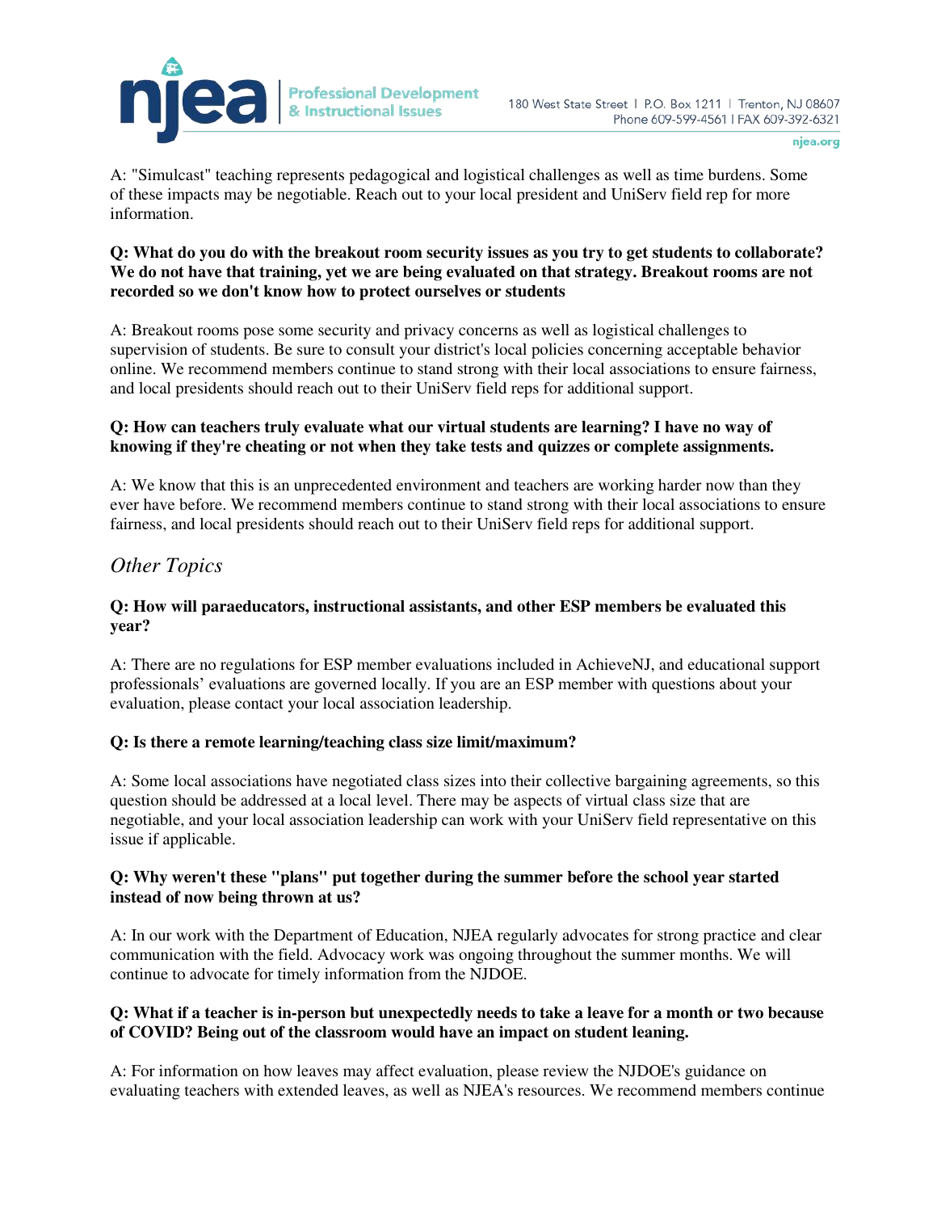A: "Simulcast" teaching represents pedagogical and logistical challenges as well as time burdens. Some of these impacts may be negotiable. Reach out to your local president and UniServ field rep for more information.

**Q: What do you do with the breakout room security issues as you try to get students to collaborate? We do not have that training, yet we are being evaluated on that strategy. Breakout rooms are not recorded so we don't know how to protect ourselves or students**

A: Breakout rooms pose some security and privacy concerns as well as logistical challenges to supervision of students. Be sure to consult your district's local policies concerning acceptable behavior online. We recommend members continue to stand strong with their local associations to ensure fairness, and local presidents should reach out to their UniServ field reps for additional support.

**Q: How can teachers truly evaluate what our virtual students are learning? I have no way of knowing if they're cheating or not when they take tests and quizzes or complete assignments.**

A: We know that this is an unprecedented environment and teachers are working harder now than they ever have before. We recommend members continue to stand strong with their local associations to ensure fairness, and local presidents should reach out to their UniServ field reps for additional support.

## *Other Topics*

**Q: How will paraeducators, instructional assistants, and other ESP members be evaluated this year?**

A: There are no regulations for ESP member evaluations included in AchieveNJ, and educational support professionals' evaluations are governed locally. If you are an ESP member with questions about your evaluation, please contact your local association leadership.

**Q: Is there a remote learning/teaching class size limit/maximum?**

A: Some local associations have negotiated class sizes into their collective bargaining agreements, so this question should be addressed at a local level. There may be aspects of virtual class size that are negotiable, and your local association leadership can work with your UniServ field representative on this issue if applicable.

**Q: Why weren't these "plans" put together during the summer before the school year started instead of now being thrown at us?**

A: In our work with the Department of Education, NJEA regularly advocates for strong practice and clear communication with the field. Advocacy work was ongoing throughout the summer months. We will continue to advocate for timely information from the NJDOE.

**Q: What if a teacher is in-person but unexpectedly needs to take a leave for a month or two because of COVID? Being out of the classroom would have an impact on student leaning.**

A: For information on how leaves may affect evaluation, please review the NJDOE's guidance on evaluating teachers with extended leaves, as well as NJEA's resources. We recommend members continue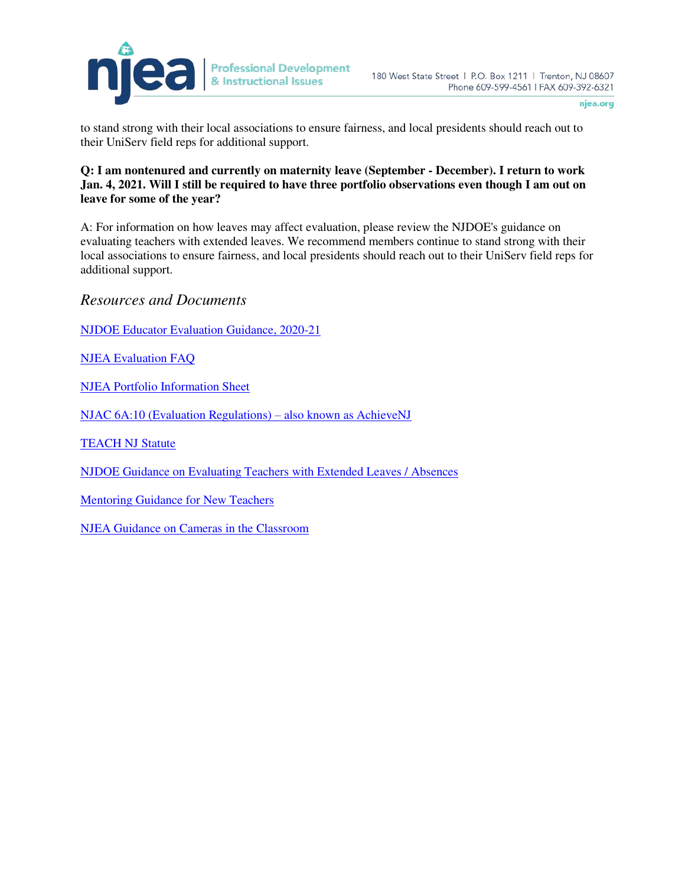to stand strong with their local associations to ensure fairness, and local presidents should reach out to their UniServ field reps for additional support.

**Q: I am nontenured and currently on maternity leave (September - December). I return to work Jan. 4, 2021. Will I still be required to have three portfolio observations even though I am out on leave for some of the year?**

A: For information on how leaves may affect evaluation, please review the NJDOE's guidance on evaluating teachers with extended leaves. We recommend members continue to stand strong with their local associations to ensure fairness, and local presidents should reach out to their UniServ field reps for additional support.

## *Resources and Documents*

NJDOE Educator Evaluation Guidance, 2020-21

NJEA Evaluation FAQ

NJEA Portfolio Information Sheet

NJAC 6A:10 (Evaluation Regulations) – also known as AchieveNJ

TEACH NJ Statute

NJDOE Guidance on Evaluating Teachers with Extended Leaves / Absences

Mentoring Guidance for New Teachers

NJEA Guidance on Cameras in the Classroom